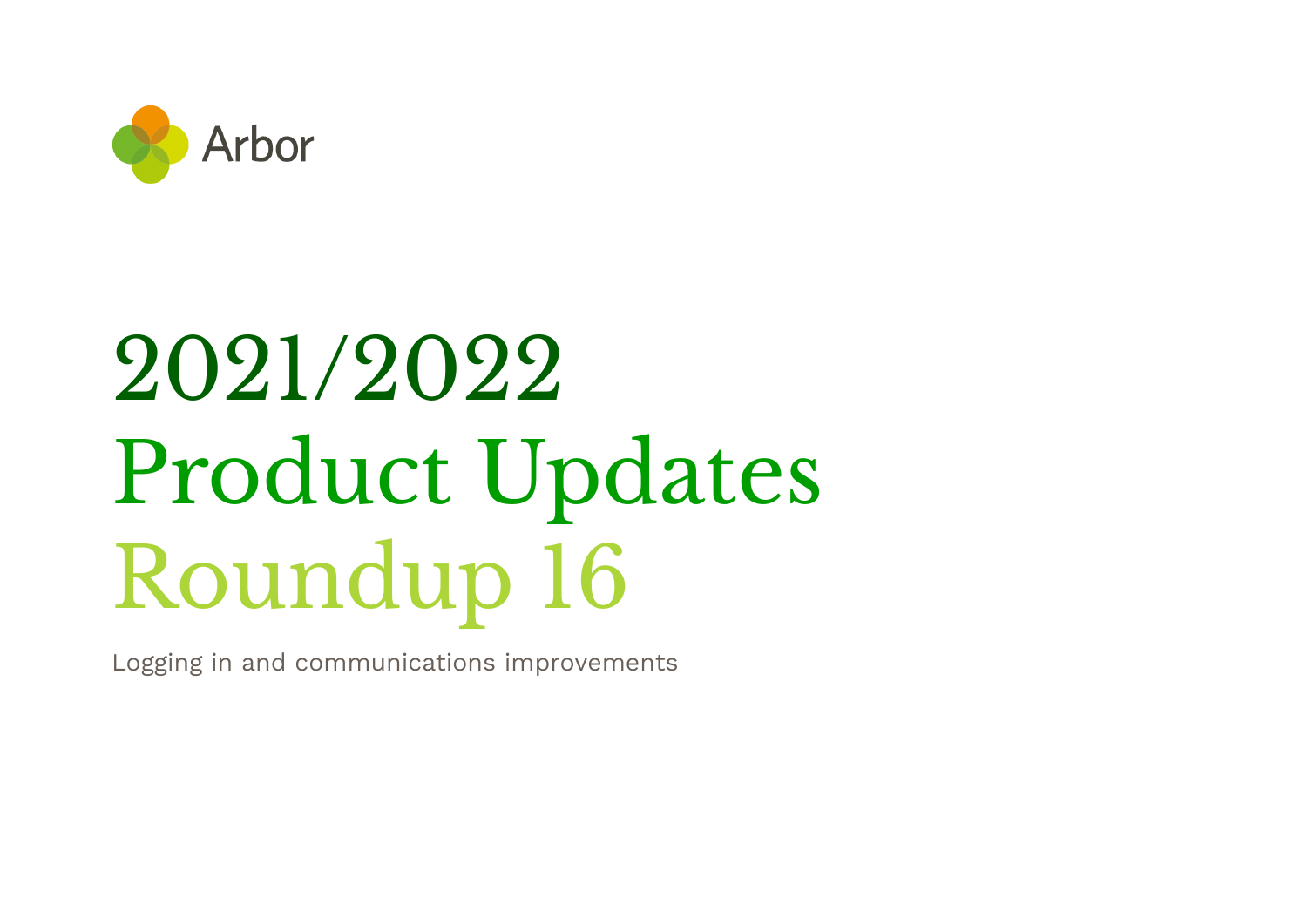Arbor

# 2021/2022 Product Updates Roundup 16

Logging in and communications improvements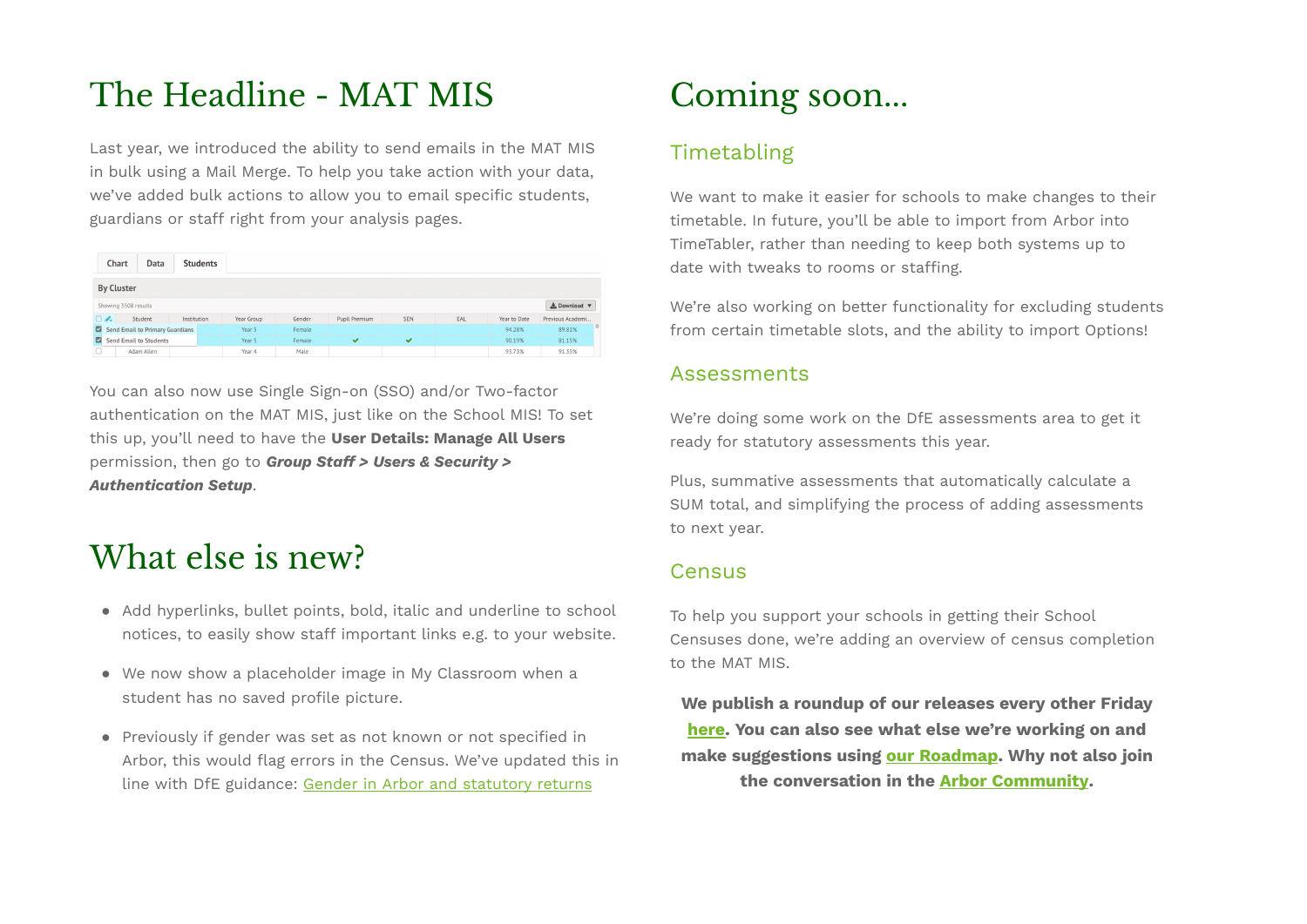# The Headline - MAT MIS

Last year, we introduced the ability to send emails in the MAT MIS in bulk using a Mail Merge. To help you take action with your data, we've added bulk actions to allow you to email specific students, guardians or staff right from your analysis pages.

You can also now use Single Sign-on (SSO) and/or Two-factor authentication on the MAT MIS, just like on the School MIS! To set this up, you'll need to have the **User Details: Manage All Users** permission, then go to ***Group Staff > Users & Security > Authentication Setup***.

# What else is new?

- Add hyperlinks, bullet points, bold, italic and underline to school notices, to easily show staff important links e.g. to your website.
- We now show a placeholder image in My Classroom when a student has no saved profile picture.
- Previously if gender was set as not known or not specified in Arbor, this would flag errors in the Census. We've updated this in line with DfE guidance: [Gender in Arbor and statutory returns]()

# Coming soon...

## Timetabling

We want to make it easier for schools to make changes to their timetable. In future, you'll be able to import from Arbor into TimeTabler, rather than needing to keep both systems up to date with tweaks to rooms or staffing.

We're also working on better functionality for excluding students from certain timetable slots, and the ability to import Options!

## Assessments

We're doing some work on the DfE assessments area to get it ready for statutory assessments this year.

Plus, summative assessments that automatically calculate a SUM total, and simplifying the process of adding assessments to next year.

## Census

To help you support your schools in getting their School Censuses done, we're adding an overview of census completion to the MAT MIS.

**We publish a roundup of our releases every other Friday [here](). You can also see what else we're working on and make suggestions using [our Roadmap](). Why not also join the conversation in the [Arbor Community]().**